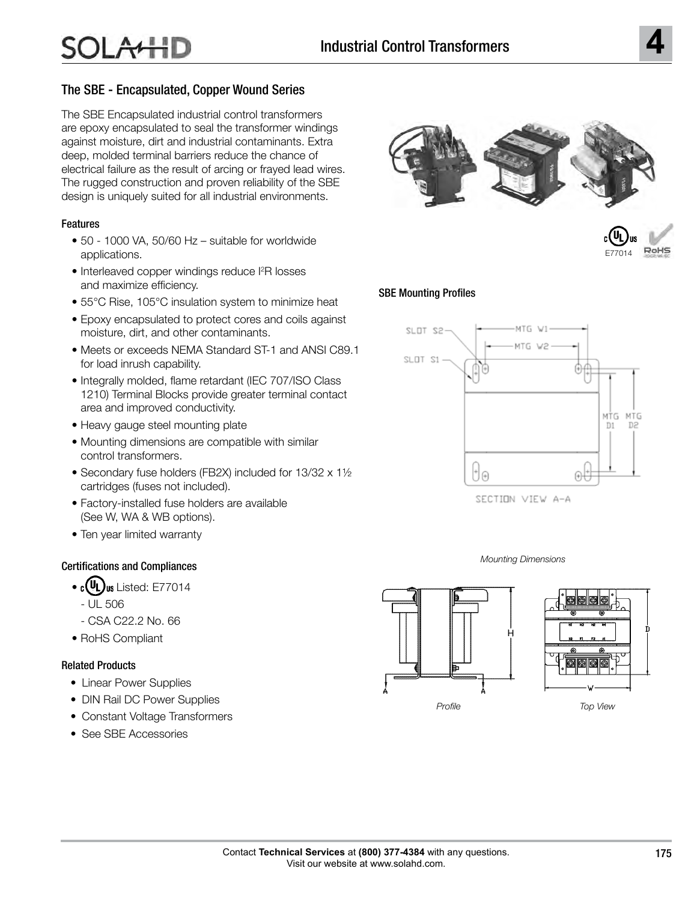## The SBE - Encapsulated, Copper Wound Series

The SBE Encapsulated industrial control transformers are epoxy encapsulated to seal the transformer windings against moisture, dirt and industrial contaminants. Extra deep, molded terminal barriers reduce the chance of electrical failure as the result of arcing or frayed lead wires. The rugged construction and proven reliability of the SBE design is uniquely suited for all industrial environments.

### Features

- 50 - 1000 VA, 50/60 Hz – suitable for worldwide applications.
- Interleaved copper windings reduce $I^2R$ losses and maximize efficiency.
- 55°C Rise, 105°C insulation system to minimize heat
- Epoxy encapsulated to protect cores and coils against moisture, dirt, and other contaminants.
- Meets or exceeds NEMA Standard ST-1 and ANSI C89.1 for load inrush capability.
- Integrally molded, flame retardant (IEC 707/ISO Class 1210) Terminal Blocks provide greater terminal contact area and improved conductivity.
- Heavy gauge steel mounting plate
- Mounting dimensions are compatible with similar control transformers.
- Secondary fuse holders (FB2X) included for 13/32 x 1½ cartridges (fuses not included).
- Factory-installed fuse holders are available (See W, WA & WB options).
- Ten year limited warranty

### Certifications and Compliances

- cULus Listed: E77014
  - UL 506
  - CSA C22.2 No. 66
- RoHS Compliant

### Related Products

- Linear Power Supplies
- DIN Rail DC Power Supplies
- Constant Voltage Transformers
- See SBE Accessories

cULus E77014 RoHS

### SBE Mounting Profiles

SLOT S2, SLOT S1, MTG W1, MTG W2, MTG D1, MTG D2

SECTION VIEW A-A

*Mounting Dimensions*

*Profile* *Top View*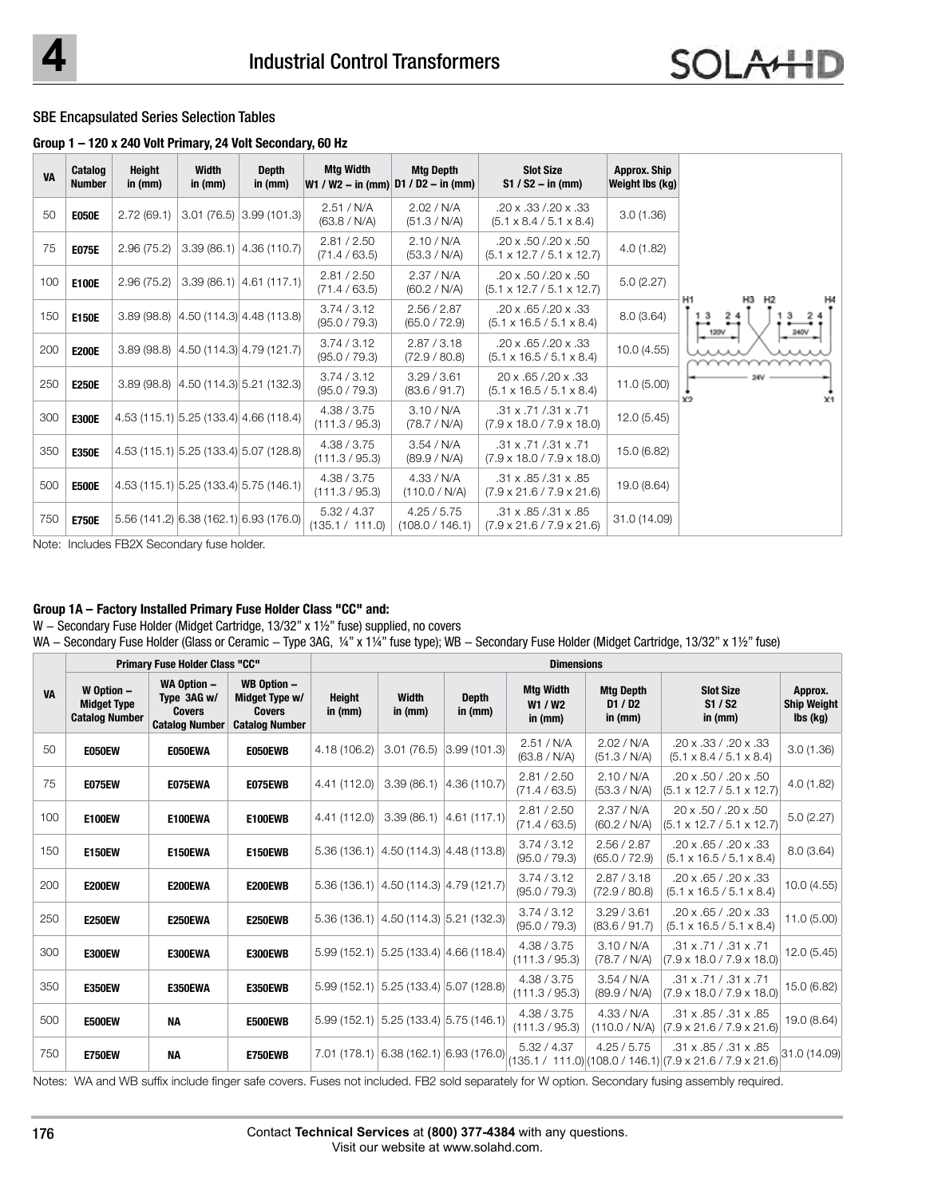## SBE Encapsulated Series Selection Tables

**Group 1 – 120 x 240 Volt Primary, 24 Volt Secondary, 60 Hz**

| VA | Catalog Number | Height in (mm) | Width in (mm) | Depth in (mm) | Mtg Width W1 / W2 – in (mm) | Mtg Depth D1 / D2 – in (mm) | Slot Size S1 / S2 – in (mm) | Approx. Ship Weight lbs (kg) |
|---|---|---|---|---|---|---|---|---|
| 50 | **E050E** | 2.72 (69.1) | 3.01 (76.5) | 3.99 (101.3) | 2.51 / N/A (63.8 / N/A) | 2.02 / N/A (51.3 / N/A) | .20 x .33 /.20 x .33 (5.1 x 8.4 / 5.1 x 8.4) | 3.0 (1.36) |
| 75 | **E075E** | 2.96 (75.2) | 3.39 (86.1) | 4.36 (110.7) | 2.81 / 2.50 (71.4 / 63.5) | 2.10 / N/A (53.3 / N/A) | .20 x .50 /.20 x .50 (5.1 x 12.7 / 5.1 x 12.7) | 4.0 (1.82) |
| 100 | **E100E** | 2.96 (75.2) | 3.39 (86.1) | 4.61 (117.1) | 2.81 / 2.50 (71.4 / 63.5) | 2.37 / N/A (60.2 / N/A) | .20 x .50 /.20 x .50 (5.1 x 12.7 / 5.1 x 12.7) | 5.0 (2.27) |
| 150 | **E150E** | 3.89 (98.8) | 4.50 (114.3) | 4.48 (113.8) | 3.74 / 3.12 (95.0 / 79.3) | 2.56 / 2.87 (65.0 / 72.9) | .20 x .65 /.20 x .33 (5.1 x 16.5 / 5.1 x 8.4) | 8.0 (3.64) |
| 200 | **E200E** | 3.89 (98.8) | 4.50 (114.3) | 4.79 (121.7) | 3.74 / 3.12 (95.0 / 79.3) | 2.87 / 3.18 (72.9 / 80.8) | .20 x .65 /.20 x .33 (5.1 x 16.5 / 5.1 x 8.4) | 10.0 (4.55) |
| 250 | **E250E** | 3.89 (98.8) | 4.50 (114.3) | 5.21 (132.3) | 3.74 / 3.12 (95.0 / 79.3) | 3.29 / 3.61 (83.6 / 91.7) | 20 x .65 /.20 x .33 (5.1 x 16.5 / 5.1 x 8.4) | 11.0 (5.00) |
| 300 | **E300E** | 4.53 (115.1) | 5.25 (133.4) | 4.66 (118.4) | 4.38 / 3.75 (111.3 / 95.3) | 3.10 / N/A (78.7 / N/A) | .31 x .71 /.31 x .71 (7.9 x 18.0 / 7.9 x 18.0) | 12.0 (5.45) |
| 350 | **E350E** | 4.53 (115.1) | 5.25 (133.4) | 5.07 (128.8) | 4.38 / 3.75 (111.3 / 95.3) | 3.54 / N/A (89.9 / N/A) | .31 x .71 /.31 x .71 (7.9 x 18.0 / 7.9 x 18.0) | 15.0 (6.82) |
| 500 | **E500E** | 4.53 (115.1) | 5.25 (133.4) | 5.75 (146.1) | 4.38 / 3.75 (111.3 / 95.3) | 4.33 / N/A (110.0 / N/A) | .31 x .85 /.31 x .85 (7.9 x 21.6 / 7.9 x 21.6) | 19.0 (8.64) |
| 750 | **E750E** | 5.56 (141.2) | 6.38 (162.1) | 6.93 (176.0) | 5.32 / 4.37 (135.1 / 111.0) | 4.25 / 5.75 (108.0 / 146.1) | .31 x .85 /.31 x .85 (7.9 x 21.6 / 7.9 x 21.6) | 31.0 (14.09) |

H1 H3 H2 H4 — 1 3 2 4 (120V) — 1 3 2 4 (240V) — 24V — X2 X1

Note: Includes FB2X Secondary fuse holder.

**Group 1A – Factory Installed Primary Fuse Holder Class "CC" and:**

W – Secondary Fuse Holder (Midget Cartridge, 13/32" x 1½" fuse) supplied, no covers

WA – Secondary Fuse Holder (Glass or Ceramic – Type 3AG, ¼" x 1¼" fuse type); WB – Secondary Fuse Holder (Midget Cartridge, 13/32" x 1½" fuse)

| VA | Primary Fuse Holder Class "CC" | | | Dimensions | | | | | | |
|---|---|---|---|---|---|---|---|---|---|---|
| | W Option – Midget Type Catalog Number | WA Option – Type 3AG w/ Covers Catalog Number | WB Option – Midget Type w/ Covers Catalog Number | Height in (mm) | Width in (mm) | Depth in (mm) | Mtg Width W1 / W2 in (mm) | Mtg Depth D1 / D2 in (mm) | Slot Size S1 / S2 in (mm) | Approx. Ship Weight lbs (kg) |
| 50 | **E050EW** | **E050EWA** | **E050EWB** | 4.18 (106.2) | 3.01 (76.5) | 3.99 (101.3) | 2.51 / N/A (63.8 / N/A) | 2.02 / N/A (51.3 / N/A) | .20 x .33 / .20 x .33 (5.1 x 8.4 / 5.1 x 8.4) | 3.0 (1.36) |
| 75 | **E075EW** | **E075EWA** | **E075EWB** | 4.41 (112.0) | 3.39 (86.1) | 4.36 (110.7) | 2.81 / 2.50 (71.4 / 63.5) | 2.10 / N/A (53.3 / N/A) | .20 x .50 / .20 x .50 (5.1 x 12.7 / 5.1 x 12.7) | 4.0 (1.82) |
| 100 | **E100EW** | **E100EWA** | **E100EWB** | 4.41 (112.0) | 3.39 (86.1) | 4.61 (117.1) | 2.81 / 2.50 (71.4 / 63.5) | 2.37 / N/A (60.2 / N/A) | 20 x .50 / .20 x .50 (5.1 x 12.7 / 5.1 x 12.7) | 5.0 (2.27) |
| 150 | **E150EW** | **E150EWA** | **E150EWB** | 5.36 (136.1) | 4.50 (114.3) | 4.48 (113.8) | 3.74 / 3.12 (95.0 / 79.3) | 2.56 / 2.87 (65.0 / 72.9) | .20 x .65 / .20 x .33 (5.1 x 16.5 / 5.1 x 8.4) | 8.0 (3.64) |
| 200 | **E200EW** | **E200EWA** | **E200EWB** | 5.36 (136.1) | 4.50 (114.3) | 4.79 (121.7) | 3.74 / 3.12 (95.0 / 79.3) | 2.87 / 3.18 (72.9 / 80.8) | .20 x .65 / .20 x .33 (5.1 x 16.5 / 5.1 x 8.4) | 10.0 (4.55) |
| 250 | **E250EW** | **E250EWA** | **E250EWB** | 5.36 (136.1) | 4.50 (114.3) | 5.21 (132.3) | 3.74 / 3.12 (95.0 / 79.3) | 3.29 / 3.61 (83.6 / 91.7) | .20 x .65 / .20 x .33 (5.1 x 16.5 / 5.1 x 8.4) | 11.0 (5.00) |
| 300 | **E300EW** | **E300EWA** | **E300EWB** | 5.99 (152.1) | 5.25 (133.4) | 4.66 (118.4) | 4.38 / 3.75 (111.3 / 95.3) | 3.10 / N/A (78.7 / N/A) | .31 x .71 / .31 x .71 (7.9 x 18.0 / 7.9 x 18.0) | 12.0 (5.45) |
| 350 | **E350EW** | **E350EWA** | **E350EWB** | 5.99 (152.1) | 5.25 (133.4) | 5.07 (128.8) | 4.38 / 3.75 (111.3 / 95.3) | 3.54 / N/A (89.9 / N/A) | .31 x .71 / .31 x .71 (7.9 x 18.0 / 7.9 x 18.0) | 15.0 (6.82) |
| 500 | **E500EW** | **NA** | **E500EWB** | 5.99 (152.1) | 5.25 (133.4) | 5.75 (146.1) | 4.38 / 3.75 (111.3 / 95.3) | 4.33 / N/A (110.0 / N/A) | .31 x .85 / .31 x .85 (7.9 x 21.6 / 7.9 x 21.6) | 19.0 (8.64) |
| 750 | **E750EW** | **NA** | **E750EWB** | 7.01 (178.1) | 6.38 (162.1) | 6.93 (176.0) | 5.32 / 4.37 (135.1 / 111.0) | 4.25 / 5.75 (108.0 / 146.1) | .31 x .85 / .31 x .85 (7.9 x 21.6 / 7.9 x 21.6) | 31.0 (14.09) |

Notes: WA and WB suffix include finger safe covers. Fuses not included. FB2 sold separately for W option. Secondary fusing assembly required.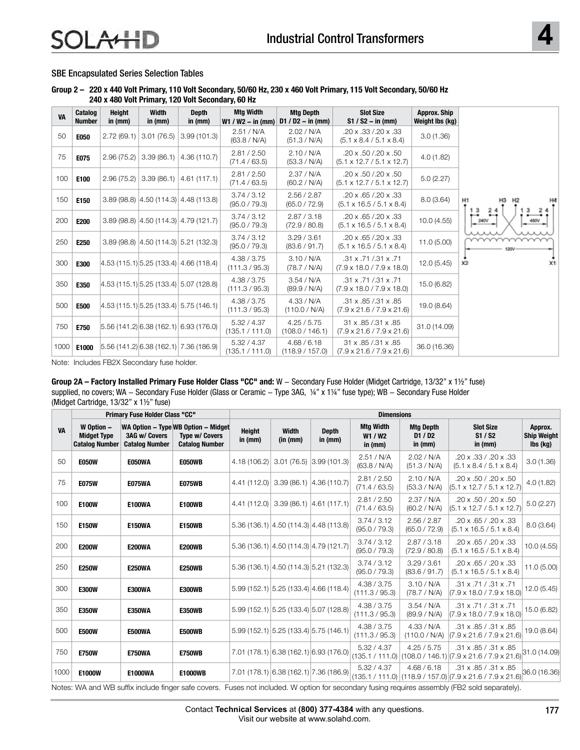## SBE Encapsulated Series Selection Tables

**Group 2 – 220 x 440 Volt Primary, 110 Volt Secondary, 50/60 Hz, 230 x 460 Volt Primary, 115 Volt Secondary, 50/60 Hz 240 x 480 Volt Primary, 120 Volt Secondary, 60 Hz**

| VA | Catalog Number | Height in (mm) | Width in (mm) | Depth in (mm) | Mtg Width W1 / W2 – in (mm) | Mtg Depth D1 / D2 – in (mm) | Slot Size S1 / S2 – in (mm) | Approx. Ship Weight lbs (kg) |
|---|---|---|---|---|---|---|---|---|
| 50 | **E050** | 2.72 (69.1) | 3.01 (76.5) | 3.99 (101.3) | 2.51 / N/A (63.8 / N/A) | 2.02 / N/A (51.3 / N/A) | .20 x .33 /.20 x .33 (5.1 x 8.4 / 5.1 x 8.4) | 3.0 (1.36) |
| 75 | **E075** | 2.96 (75.2) | 3.39 (86.1) | 4.36 (110.7) | 2.81 / 2.50 (71.4 / 63.5) | 2.10 / N/A (53.3 / N/A) | .20 x .50 /.20 x .50 (5.1 x 12.7 / 5.1 x 12.7) | 4.0 (1.82) |
| 100 | **E100** | 2.96 (75.2) | 3.39 (86.1) | 4.61 (117.1) | 2.81 / 2.50 (71.4 / 63.5) | 2.37 / N/A (60.2 / N/A) | .20 x .50 /.20 x .50 (5.1 x 12.7 / 5.1 x 12.7) | 5.0 (2.27) |
| 150 | **E150** | 3.89 (98.8) | 4.50 (114.3) | 4.48 (113.8) | 3.74 / 3.12 (95.0 / 79.3) | 2.56 / 2.87 (65.0 / 72.9) | .20 x .65 /.20 x .33 (5.1 x 16.5 / 5.1 x 8.4) | 8.0 (3.64) |
| 200 | **E200** | 3.89 (98.8) | 4.50 (114.3) | 4.79 (121.7) | 3.74 / 3.12 (95.0 / 79.3) | 2.87 / 3.18 (72.9 / 80.8) | .20 x .65 /.20 x .33 (5.1 x 16.5 / 5.1 x 8.4) | 10.0 (4.55) |
| 250 | **E250** | 3.89 (98.8) | 4.50 (114.3) | 5.21 (132.3) | 3.74 / 3.12 (95.0 / 79.3) | 3.29 / 3.61 (83.6 / 91.7) | .20 x .65 /.20 x .33 (5.1 x 16.5 / 5.1 x 8.4) | 11.0 (5.00) |
| 300 | **E300** | 4.53 (115.1) | 5.25 (133.4) | 4.66 (118.4) | 4.38 / 3.75 (111.3 / 95.3) | 3.10 / N/A (78.7 / N/A) | .31 x .71 /.31 x .71 (7.9 x 18.0 / 7.9 x 18.0) | 12.0 (5.45) |
| 350 | **E350** | 4.53 (115.1) | 5.25 (133.4) | 5.07 (128.8) | 4.38 / 3.75 (111.3 / 95.3) | 3.54 / N/A (89.9 / N/A) | .31 x .71 /.31 x .71 (7.9 x 18.0 / 7.9 x 18.0) | 15.0 (6.82) |
| 500 | **E500** | 4.53 (115.1) | 5.25 (133.4) | 5.75 (146.1) | 4.38 / 3.75 (111.3 / 95.3) | 4.33 / N/A (110.0 / N/A) | .31 x .85 /.31 x .85 (7.9 x 21.6 / 7.9 x 21.6) | 19.0 (8.64) |
| 750 | **E750** | 5.56 (141.2) | 6.38 (162.1) | 6.93 (176.0) | 5.32 / 4.37 (135.1 / 111.0) | 4.25 / 5.75 (108.0 / 146.1) | 31 x .85 /.31 x .85 (7.9 x 21.6 / 7.9 x 21.6) | 31.0 (14.09) |
| 1000 | **E1000** | 5.56 (141.2) | 6.38 (162.1) | 7.36 (186.9) | 5.32 / 4.37 (135.1 / 111.0) | 4.68 / 6.18 (118.9 / 157.0) | 31 x .85 /.31 x .85 (7.9 x 21.6 / 7.9 x 21.6) | 36.0 (16.36) |

H1 H3 H2 H4 — 1 3 2 4 240V — 1 3 2 4 480V — 120V — X2 X1

Note: Includes FB2X Secondary fuse holder.

**Group 2A – Factory Installed Primary Fuse Holder Class "CC" and:** W – Secondary Fuse Holder (Midget Cartridge, 13/32" x 1½" fuse) supplied, no covers; WA – Secondary Fuse Holder (Glass or Ceramic – Type 3AG, ¼" x 1¼" fuse type); WB – Secondary Fuse Holder (Midget Cartridge, 13/32" x 1½" fuse)

| VA | Primary Fuse Holder Class "CC" | | | Dimensions | | | | | | |
|---|---|---|---|---|---|---|---|---|---|---|
| | W Option – Midget Type Catalog Number | WA Option – Type 3AG w/ Covers Catalog Number | WB Option – Midget Type w/ Covers Catalog Number | Height in (mm) | Width (in (mm) | Depth in (mm) | Mtg Width W1 / W2 in (mm) | Mtg Depth D1 / D2 in (mm) | Slot Size S1 / S2 in (mm) | Approx. Ship Weight lbs (kg) |
| 50 | **E050W** | **E050WA** | **E050WB** | 4.18 (106.2) | 3.01 (76.5) | 3.99 (101.3) | 2.51 / N/A (63.8 / N/A) | 2.02 / N/A (51.3 / N/A) | .20 x .33 / .20 x .33 (5.1 x 8.4 / 5.1 x 8.4) | 3.0 (1.36) |
| 75 | **E075W** | **E075WA** | **E075WB** | 4.41 (112.0) | 3.39 (86.1) | 4.36 (110.7) | 2.81 / 2.50 (71.4 / 63.5) | 2.10 / N/A (53.3 / N/A) | .20 x .50 / .20 x .50 (5.1 x 12.7 / 5.1 x 12.7) | 4.0 (1.82) |
| 100 | **E100W** | **E100WA** | **E100WB** | 4.41 (112.0) | 3.39 (86.1) | 4.61 (117.1) | 2.81 / 2.50 (71.4 / 63.5) | 2.37 / N/A (60.2 / N/A) | .20 x .50 / .20 x .50 (5.1 x 12.7 / 5.1 x 12.7) | 5.0 (2.27) |
| 150 | **E150W** | **E150WA** | **E150WB** | 5.36 (136.1) | 4.50 (114.3) | 4.48 (113.8) | 3.74 / 3.12 (95.0 / 79.3) | 2.56 / 2.87 (65.0 / 72.9) | .20 x .65 / .20 x .33 (5.1 x 16.5 / 5.1 x 8.4) | 8.0 (3.64) |
| 200 | **E200W** | **E200WA** | **E200WB** | 5.36 (136.1) | 4.50 (114.3) | 4.79 (121.7) | 3.74 / 3.12 (95.0 / 79.3) | 2.87 / 3.18 (72.9 / 80.8) | .20 x .65 / .20 x .33 (5.1 x 16.5 / 5.1 x 8.4) | 10.0 (4.55) |
| 250 | **E250W** | **E250WA** | **E250WB** | 5.36 (136.1) | 4.50 (114.3) | 5.21 (132.3) | 3.74 / 3.12 (95.0 / 79.3) | 3.29 / 3.61 (83.6 / 91.7) | .20 x .65 / .20 x .33 (5.1 x 16.5 / 5.1 x 8.4) | 11.0 (5.00) |
| 300 | **E300W** | **E300WA** | **E300WB** | 5.99 (152.1) | 5.25 (133.4) | 4.66 (118.4) | 4.38 / 3.75 (111.3 / 95.3) | 3.10 / N/A (78.7 / N/A) | .31 x .71 / .31 x .71 (7.9 x 18.0 / 7.9 x 18.0) | 12.0 (5.45) |
| 350 | **E350W** | **E350WA** | **E350WB** | 5.99 (152.1) | 5.25 (133.4) | 5.07 (128.8) | 4.38 / 3.75 (111.3 / 95.3) | 3.54 / N/A (89.9 / N/A) | .31 x .71 / .31 x .71 (7.9 x 18.0 / 7.9 x 18.0) | 15.0 (6.82) |
| 500 | **E500W** | **E500WA** | **E500WB** | 5.99 (152.1) | 5.25 (133.4) | 5.75 (146.1) | 4.38 / 3.75 (111.3 / 95.3) | 4.33 / N/A (110.0 / N/A) | .31 x .85 / .31 x .85 (7.9 x 21.6 / 7.9 x 21.6) | 19.0 (8.64) |
| 750 | **E750W** | **E750WA** | **E750WB** | 7.01 (178.1) | 6.38 (162.1) | 6.93 (176.0) | 5.32 / 4.37 (135.1 / 111.0) | 4.25 / 5.75 (108.0 / 146.1) | .31 x .85 / .31 x .85 (7.9 x 21.6 / 7.9 x 21.6) | 31.0 (14.09) |
| 1000 | **E1000W** | **E1000WA** | **E1000WB** | 7.01 (178.1) | 6.38 (162.1) | 7.36 (186.9) | 5.32 / 4.37 (135.1 / 111.0) | 4.68 / 6.18 (118.9 / 157.0) | .31 x .85 / .31 x .85 (7.9 x 21.6 / 7.9 x 21.6) | 36.0 (16.36) |

Notes: WA and WB suffix include finger safe covers. Fuses not included. W option for secondary fusing requires assembly (FB2 sold separately).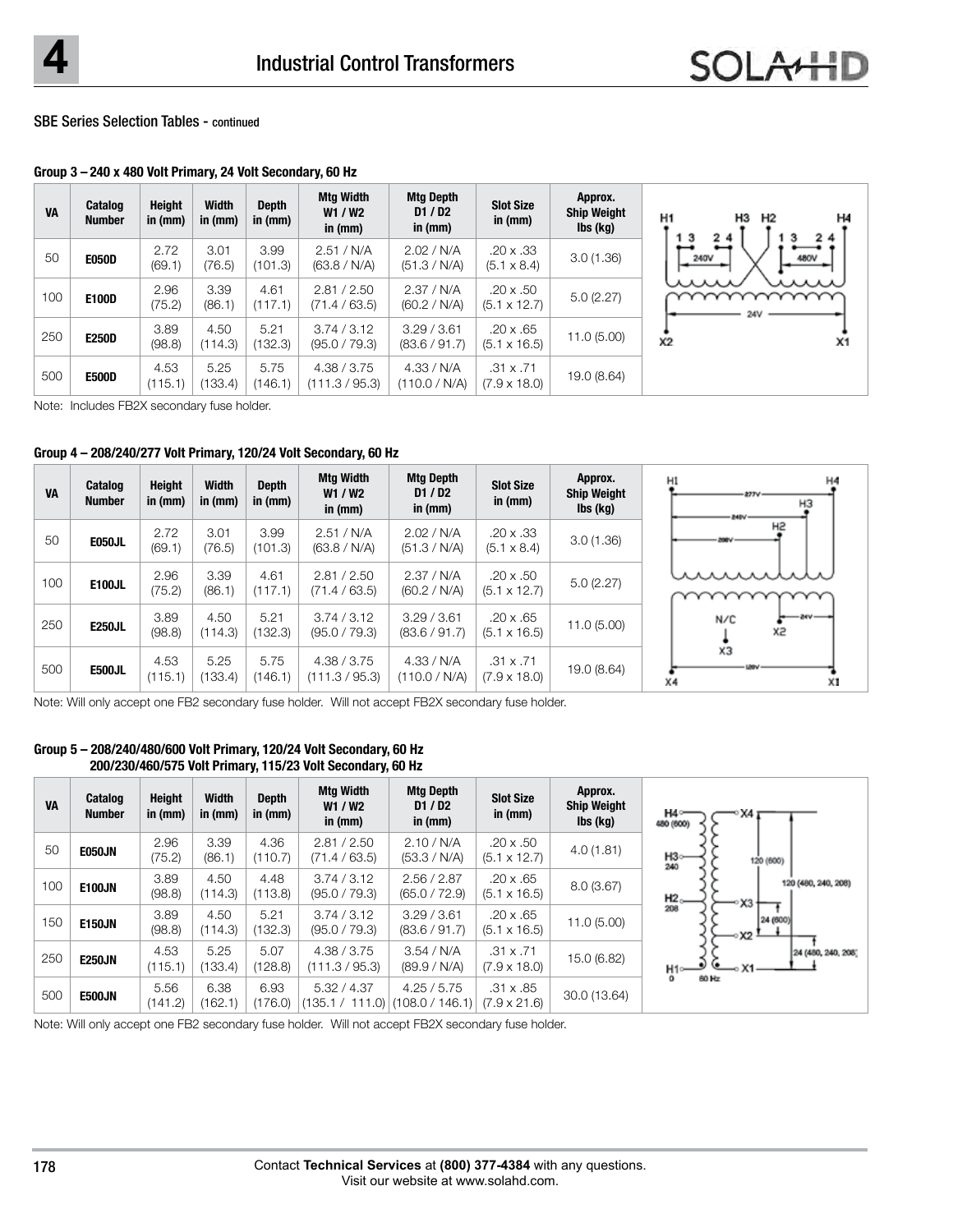## SBE Series Selection Tables - continued

### Group 3 – 240 x 480 Volt Primary, 24 Volt Secondary, 60 Hz

| VA | Catalog Number | Height in (mm) | Width in (mm) | Depth in (mm) | Mtg Width W1 / W2 in (mm) | Mtg Depth D1 / D2 in (mm) | Slot Size in (mm) | Approx. Ship Weight lbs (kg) |
|---|---|---|---|---|---|---|---|---|
| 50 | **E050D** | 2.72 (69.1) | 3.01 (76.5) | 3.99 (101.3) | 2.51 / N/A (63.8 / N/A) | 2.02 / N/A (51.3 / N/A) | .20 x .33 (5.1 x 8.4) | 3.0 (1.36) |
| 100 | **E100D** | 2.96 (75.2) | 3.39 (86.1) | 4.61 (117.1) | 2.81 / 2.50 (71.4 / 63.5) | 2.37 / N/A (60.2 / N/A) | .20 x .50 (5.1 x 12.7) | 5.0 (2.27) |
| 250 | **E250D** | 3.89 (98.8) | 4.50 (114.3) | 5.21 (132.3) | 3.74 / 3.12 (95.0 / 79.3) | 3.29 / 3.61 (83.6 / 91.7) | .20 x .65 (5.1 x 16.5) | 11.0 (5.00) |
| 500 | **E500D** | 4.53 (115.1) | 5.25 (133.4) | 5.75 (146.1) | 4.38 / 3.75 (111.3 / 95.3) | 4.33 / N/A (110.0 / N/A) | .31 x .71 (7.9 x 18.0) | 19.0 (8.64) |

Note: Includes FB2X secondary fuse holder.

### Group 4 – 208/240/277 Volt Primary, 120/24 Volt Secondary, 60 Hz

| VA | Catalog Number | Height in (mm) | Width in (mm) | Depth in (mm) | Mtg Width W1 / W2 in (mm) | Mtg Depth D1 / D2 in (mm) | Slot Size in (mm) | Approx. Ship Weight lbs (kg) |
|---|---|---|---|---|---|---|---|---|
| 50 | **E050JL** | 2.72 (69.1) | 3.01 (76.5) | 3.99 (101.3) | 2.51 / N/A (63.8 / N/A) | 2.02 / N/A (51.3 / N/A) | .20 x .33 (5.1 x 8.4) | 3.0 (1.36) |
| 100 | **E100JL** | 2.96 (75.2) | 3.39 (86.1) | 4.61 (117.1) | 2.81 / 2.50 (71.4 / 63.5) | 2.37 / N/A (60.2 / N/A) | .20 x .50 (5.1 x 12.7) | 5.0 (2.27) |
| 250 | **E250JL** | 3.89 (98.8) | 4.50 (114.3) | 5.21 (132.3) | 3.74 / 3.12 (95.0 / 79.3) | 3.29 / 3.61 (83.6 / 91.7) | .20 x .65 (5.1 x 16.5) | 11.0 (5.00) |
| 500 | **E500JL** | 4.53 (115.1) | 5.25 (133.4) | 5.75 (146.1) | 4.38 / 3.75 (111.3 / 95.3) | 4.33 / N/A (110.0 / N/A) | .31 x .71 (7.9 x 18.0) | 19.0 (8.64) |

Note: Will only accept one FB2 secondary fuse holder. Will not accept FB2X secondary fuse holder.

### Group 5 – 208/240/480/600 Volt Primary, 120/24 Volt Secondary, 60 Hz
### 200/230/460/575 Volt Primary, 115/23 Volt Secondary, 60 Hz

| VA | Catalog Number | Height in (mm) | Width in (mm) | Depth in (mm) | Mtg Width W1 / W2 in (mm) | Mtg Depth D1 / D2 in (mm) | Slot Size in (mm) | Approx. Ship Weight lbs (kg) |
|---|---|---|---|---|---|---|---|---|
| 50 | **E050JN** | 2.96 (75.2) | 3.39 (86.1) | 4.36 (110.7) | 2.81 / 2.50 (71.4 / 63.5) | 2.10 / N/A (53.3 / N/A) | .20 x .50 (5.1 x 12.7) | 4.0 (1.81) |
| 100 | **E100JN** | 3.89 (98.8) | 4.50 (114.3) | 4.48 (113.8) | 3.74 / 3.12 (95.0 / 79.3) | 2.56 / 2.87 (65.0 / 72.9) | .20 x .65 (5.1 x 16.5) | 8.0 (3.67) |
| 150 | **E150JN** | 3.89 (98.8) | 4.50 (114.3) | 5.21 (132.3) | 3.74 / 3.12 (95.0 / 79.3) | 3.29 / 3.61 (83.6 / 91.7) | .20 x .65 (5.1 x 16.5) | 11.0 (5.00) |
| 250 | **E250JN** | 4.53 (115.1) | 5.25 (133.4) | 5.07 (128.8) | 4.38 / 3.75 (111.3 / 95.3) | 3.54 / N/A (89.9 / N/A) | .31 x .71 (7.9 x 18.0) | 15.0 (6.82) |
| 500 | **E500JN** | 5.56 (141.2) | 6.38 (162.1) | 6.93 (176.0) | 5.32 / 4.37 (135.1 / 111.0) | 4.25 / 5.75 (108.0 / 146.1) | .31 x .85 (7.9 x 21.6) | 30.0 (13.64) |

Note: Will only accept one FB2 secondary fuse holder. Will not accept FB2X secondary fuse holder.

Contact **Technical Services** at **(800) 377-4384** with any questions.
Visit our website at www.solahd.com.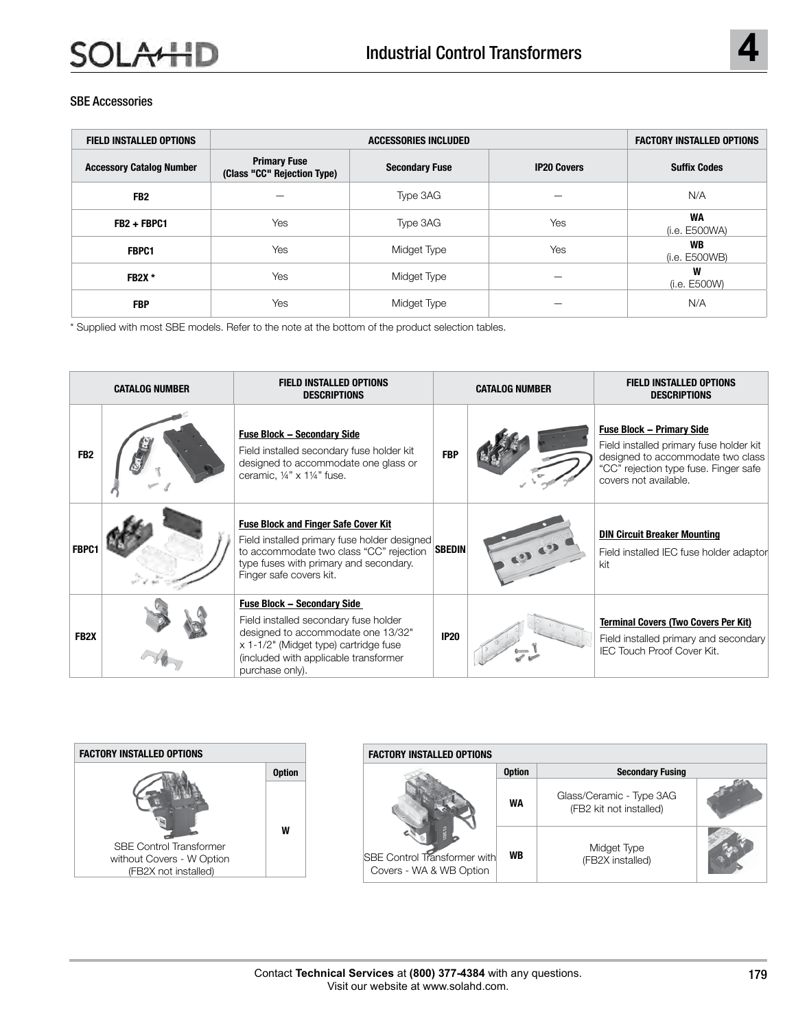## SBE Accessories

| FIELD INSTALLED OPTIONS | ACCESSORIES INCLUDED | | | FACTORY INSTALLED OPTIONS |
|---|---|---|---|---|
| Accessory Catalog Number | Primary Fuse (Class "CC" Rejection Type) | Secondary Fuse | IP20 Covers | Suffix Codes |
| FB2 | — | Type 3AG | — | N/A |
| FB2 + FBPC1 | Yes | Type 3AG | Yes | WA (i.e. E500WA) |
| FBPC1 | Yes | Midget Type | Yes | WB (i.e. E500WB) |
| FB2X * | Yes | Midget Type | — | W (i.e. E500W) |
| FBP | Yes | Midget Type | — | N/A |

\* Supplied with most SBE models. Refer to the note at the bottom of the product selection tables.

| CATALOG NUMBER | FIELD INSTALLED OPTIONS DESCRIPTIONS | CATALOG NUMBER | FIELD INSTALLED OPTIONS DESCRIPTIONS |
|---|---|---|---|
| FB2 | **Fuse Block – Secondary Side** Field installed secondary fuse holder kit designed to accommodate one glass or ceramic, ¼" x 1¼" fuse. | FBP | **Fuse Block – Primary Side** Field installed primary fuse holder kit designed to accommodate two class "CC" rejection type fuse. Finger safe covers not available. |
| FBPC1 | **Fuse Block and Finger Safe Cover Kit** Field installed primary fuse holder designed to accommodate two class "CC" rejection type fuses with primary and secondary. Finger safe covers kit. | SBEDIN | **DIN Circuit Breaker Mounting** Field installed IEC fuse holder adaptor kit |
| FB2X | **Fuse Block – Secondary Side** Field installed secondary fuse holder designed to accommodate one 13/32" x 1-1/2" (Midget type) cartridge fuse (included with applicable transformer purchase only). | IP20 | **Terminal Covers (Two Covers Per Kit)** Field installed primary and secondary IEC Touch Proof Cover Kit. |

| FACTORY INSTALLED OPTIONS | Option |
|---|---|
| SBE Control Transformer without Covers - W Option (FB2X not installed) | W |

| FACTORY INSTALLED OPTIONS | Option | Secondary Fusing |
|---|---|---|
| SBE Control Transformer with Covers - WA & WB Option | WA | Glass/Ceramic - Type 3AG (FB2 kit not installed) |
| | WB | Midget Type (FB2X installed) |

Contact **Technical Services** at **(800) 377-4384** with any questions.
Visit our website at www.solahd.com.